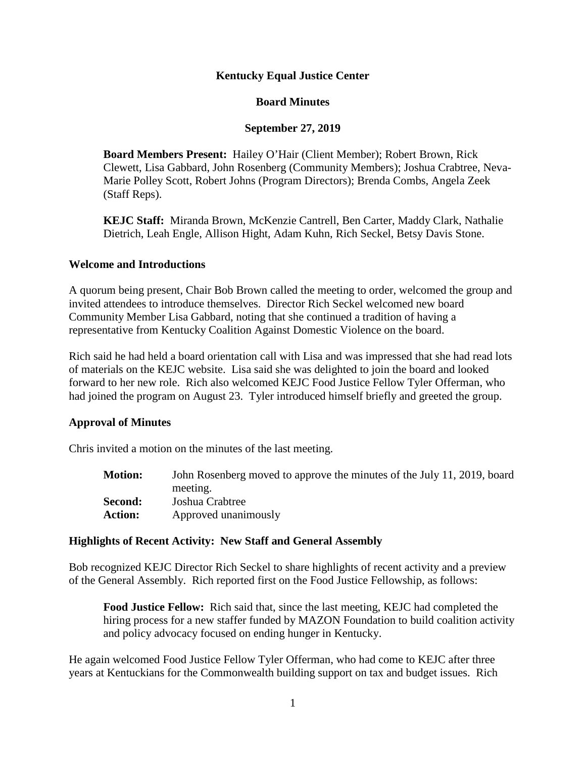**Kentucky Equal Justice Center**

**Board Minutes**

**September 27, 2019**

**Board Members Present:** Hailey O'Hair (Client Member); Robert Brown, Rick Clewett, Lisa Gabbard, John Rosenberg (Community Members); Joshua Crabtree, Neva-Marie Polley Scott, Robert Johns (Program Directors); Brenda Combs, Angela Zeek (Staff Reps).

**KEJC Staff:** Miranda Brown, McKenzie Cantrell, Ben Carter, Maddy Clark, Nathalie Dietrich, Leah Engle, Allison Hight, Adam Kuhn, Rich Seckel, Betsy Davis Stone.

## Welcome and Introductions

A quorum being present, Chair Bob Brown called the meeting to order, welcomed the group and invited attendees to introduce themselves. Director Rich Seckel welcomed new board Community Member Lisa Gabbard, noting that she continued a tradition of having a representative from Kentucky Coalition Against Domestic Violence on the board.

Rich said he had held a board orientation call with Lisa and was impressed that she had read lots of materials on the KEJC website. Lisa said she was delighted to join the board and looked forward to her new role. Rich also welcomed KEJC Food Justice Fellow Tyler Offerman, who had joined the program on August 23. Tyler introduced himself briefly and greeted the group.

## Approval of Minutes

Chris invited a motion on the minutes of the last meeting.

| | |
|---|---|
| **Motion:** | John Rosenberg moved to approve the minutes of the July 11, 2019, board meeting. |
| **Second:** | Joshua Crabtree |
| **Action:** | Approved unanimously |

## Highlights of Recent Activity: New Staff and General Assembly

Bob recognized KEJC Director Rich Seckel to share highlights of recent activity and a preview of the General Assembly. Rich reported first on the Food Justice Fellowship, as follows:

**Food Justice Fellow:** Rich said that, since the last meeting, KEJC had completed the hiring process for a new staffer funded by MAZON Foundation to build coalition activity and policy advocacy focused on ending hunger in Kentucky.

He again welcomed Food Justice Fellow Tyler Offerman, who had come to KEJC after three years at Kentuckians for the Commonwealth building support on tax and budget issues. Rich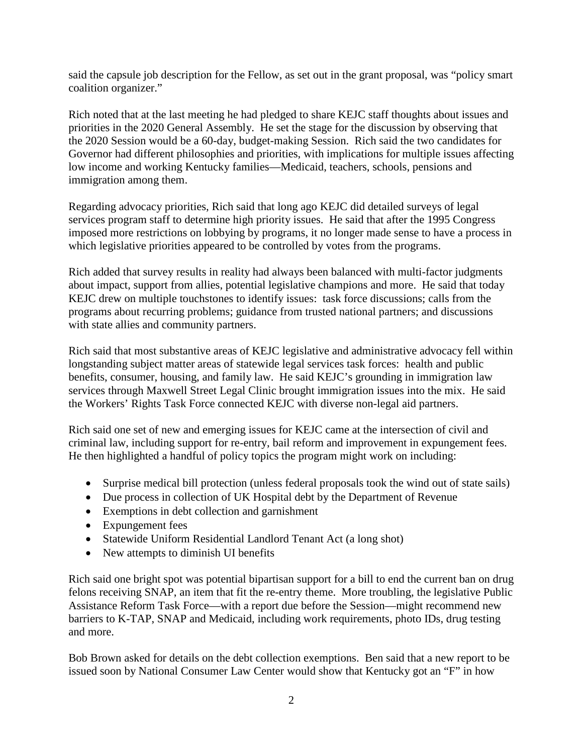said the capsule job description for the Fellow, as set out in the grant proposal, was "policy smart coalition organizer."

Rich noted that at the last meeting he had pledged to share KEJC staff thoughts about issues and priorities in the 2020 General Assembly. He set the stage for the discussion by observing that the 2020 Session would be a 60-day, budget-making Session. Rich said the two candidates for Governor had different philosophies and priorities, with implications for multiple issues affecting low income and working Kentucky families—Medicaid, teachers, schools, pensions and immigration among them.

Regarding advocacy priorities, Rich said that long ago KEJC did detailed surveys of legal services program staff to determine high priority issues. He said that after the 1995 Congress imposed more restrictions on lobbying by programs, it no longer made sense to have a process in which legislative priorities appeared to be controlled by votes from the programs.

Rich added that survey results in reality had always been balanced with multi-factor judgments about impact, support from allies, potential legislative champions and more. He said that today KEJC drew on multiple touchstones to identify issues: task force discussions; calls from the programs about recurring problems; guidance from trusted national partners; and discussions with state allies and community partners.

Rich said that most substantive areas of KEJC legislative and administrative advocacy fell within longstanding subject matter areas of statewide legal services task forces: health and public benefits, consumer, housing, and family law. He said KEJC's grounding in immigration law services through Maxwell Street Legal Clinic brought immigration issues into the mix. He said the Workers' Rights Task Force connected KEJC with diverse non-legal aid partners.

Rich said one set of new and emerging issues for KEJC came at the intersection of civil and criminal law, including support for re-entry, bail reform and improvement in expungement fees. He then highlighted a handful of policy topics the program might work on including:

- Surprise medical bill protection (unless federal proposals took the wind out of state sails)
- Due process in collection of UK Hospital debt by the Department of Revenue
- Exemptions in debt collection and garnishment
- Expungement fees
- Statewide Uniform Residential Landlord Tenant Act (a long shot)
- New attempts to diminish UI benefits

Rich said one bright spot was potential bipartisan support for a bill to end the current ban on drug felons receiving SNAP, an item that fit the re-entry theme. More troubling, the legislative Public Assistance Reform Task Force—with a report due before the Session—might recommend new barriers to K-TAP, SNAP and Medicaid, including work requirements, photo IDs, drug testing and more.

Bob Brown asked for details on the debt collection exemptions. Ben said that a new report to be issued soon by National Consumer Law Center would show that Kentucky got an "F" in how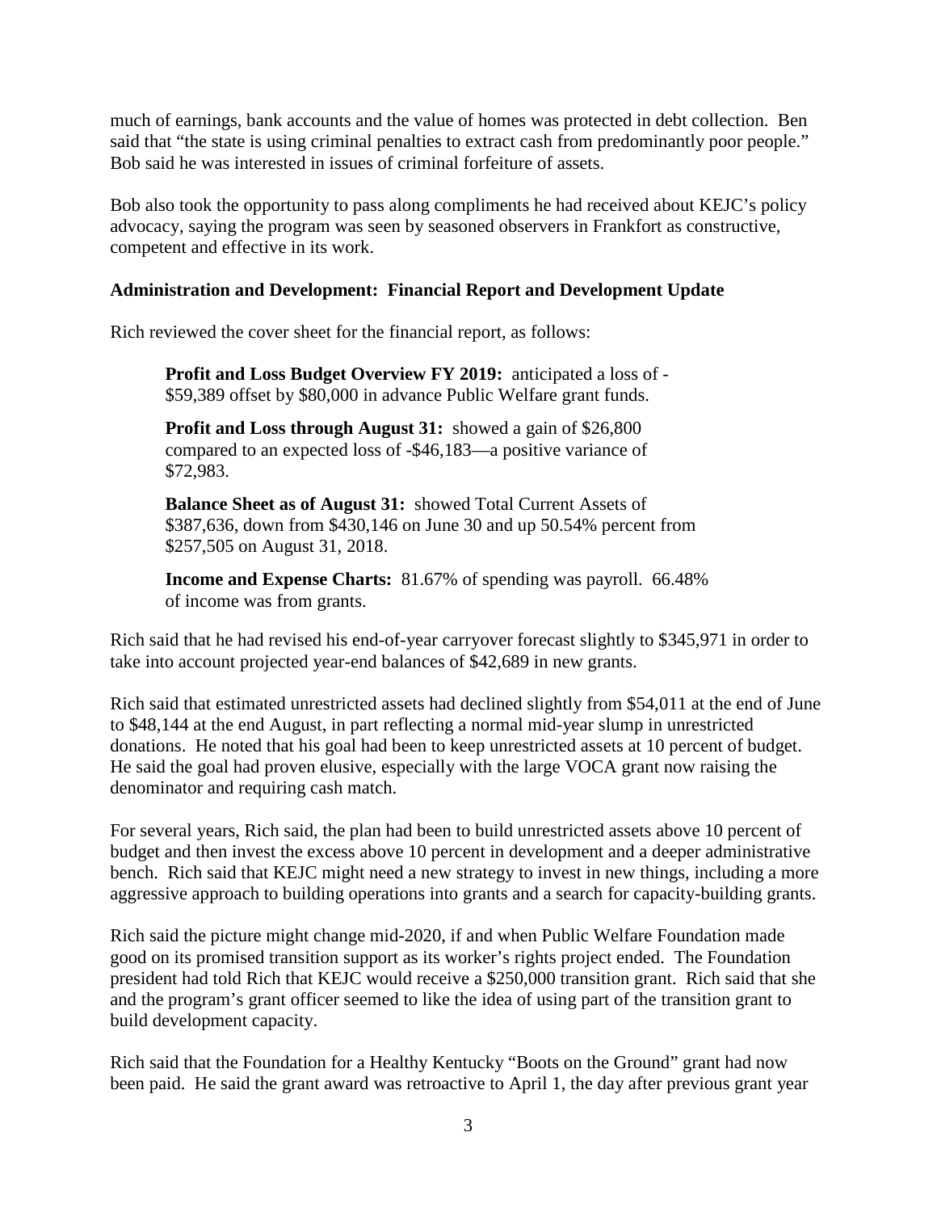much of earnings, bank accounts and the value of homes was protected in debt collection. Ben said that "the state is using criminal penalties to extract cash from predominantly poor people." Bob said he was interested in issues of criminal forfeiture of assets.

Bob also took the opportunity to pass along compliments he had received about KEJC's policy advocacy, saying the program was seen by seasoned observers in Frankfort as constructive, competent and effective in its work.

**Administration and Development: Financial Report and Development Update**

Rich reviewed the cover sheet for the financial report, as follows:

> **Profit and Loss Budget Overview FY 2019:** anticipated a loss of -$59,389 offset by $80,000 in advance Public Welfare grant funds.
>
> **Profit and Loss through August 31:** showed a gain of $26,800 compared to an expected loss of -$46,183—a positive variance of $72,983.
>
> **Balance Sheet as of August 31:** showed Total Current Assets of $387,636, down from $430,146 on June 30 and up 50.54% percent from $257,505 on August 31, 2018.
>
> **Income and Expense Charts:** 81.67% of spending was payroll. 66.48% of income was from grants.

Rich said that he had revised his end-of-year carryover forecast slightly to $345,971 in order to take into account projected year-end balances of $42,689 in new grants.

Rich said that estimated unrestricted assets had declined slightly from $54,011 at the end of June to $48,144 at the end August, in part reflecting a normal mid-year slump in unrestricted donations. He noted that his goal had been to keep unrestricted assets at 10 percent of budget. He said the goal had proven elusive, especially with the large VOCA grant now raising the denominator and requiring cash match.

For several years, Rich said, the plan had been to build unrestricted assets above 10 percent of budget and then invest the excess above 10 percent in development and a deeper administrative bench. Rich said that KEJC might need a new strategy to invest in new things, including a more aggressive approach to building operations into grants and a search for capacity-building grants.

Rich said the picture might change mid-2020, if and when Public Welfare Foundation made good on its promised transition support as its worker's rights project ended. The Foundation president had told Rich that KEJC would receive a $250,000 transition grant. Rich said that she and the program's grant officer seemed to like the idea of using part of the transition grant to build development capacity.

Rich said that the Foundation for a Healthy Kentucky "Boots on the Ground" grant had now been paid. He said the grant award was retroactive to April 1, the day after previous grant year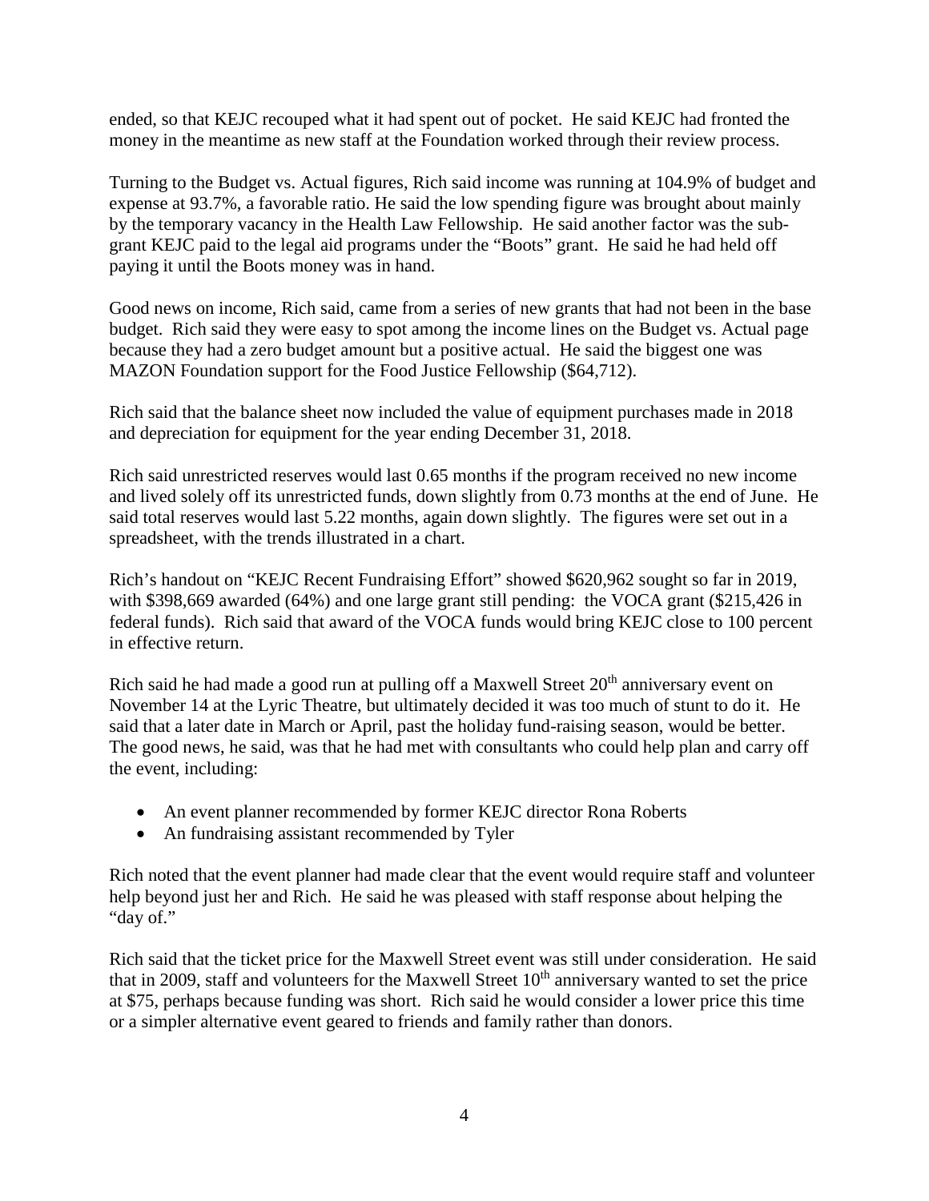ended, so that KEJC recouped what it had spent out of pocket. He said KEJC had fronted the money in the meantime as new staff at the Foundation worked through their review process.

Turning to the Budget vs. Actual figures, Rich said income was running at 104.9% of budget and expense at 93.7%, a favorable ratio. He said the low spending figure was brought about mainly by the temporary vacancy in the Health Law Fellowship. He said another factor was the sub-grant KEJC paid to the legal aid programs under the "Boots" grant. He said he had held off paying it until the Boots money was in hand.

Good news on income, Rich said, came from a series of new grants that had not been in the base budget. Rich said they were easy to spot among the income lines on the Budget vs. Actual page because they had a zero budget amount but a positive actual. He said the biggest one was MAZON Foundation support for the Food Justice Fellowship ($64,712).

Rich said that the balance sheet now included the value of equipment purchases made in 2018 and depreciation for equipment for the year ending December 31, 2018.

Rich said unrestricted reserves would last 0.65 months if the program received no new income and lived solely off its unrestricted funds, down slightly from 0.73 months at the end of June. He said total reserves would last 5.22 months, again down slightly. The figures were set out in a spreadsheet, with the trends illustrated in a chart.

Rich's handout on "KEJC Recent Fundraising Effort" showed $620,962 sought so far in 2019, with $398,669 awarded (64%) and one large grant still pending: the VOCA grant ($215,426 in federal funds). Rich said that award of the VOCA funds would bring KEJC close to 100 percent in effective return.

Rich said he had made a good run at pulling off a Maxwell Street 20th anniversary event on November 14 at the Lyric Theatre, but ultimately decided it was too much of stunt to do it. He said that a later date in March or April, past the holiday fund-raising season, would be better. The good news, he said, was that he had met with consultants who could help plan and carry off the event, including:

- An event planner recommended by former KEJC director Rona Roberts
- An fundraising assistant recommended by Tyler

Rich noted that the event planner had made clear that the event would require staff and volunteer help beyond just her and Rich. He said he was pleased with staff response about helping the "day of."

Rich said that the ticket price for the Maxwell Street event was still under consideration. He said that in 2009, staff and volunteers for the Maxwell Street 10th anniversary wanted to set the price at $75, perhaps because funding was short. Rich said he would consider a lower price this time or a simpler alternative event geared to friends and family rather than donors.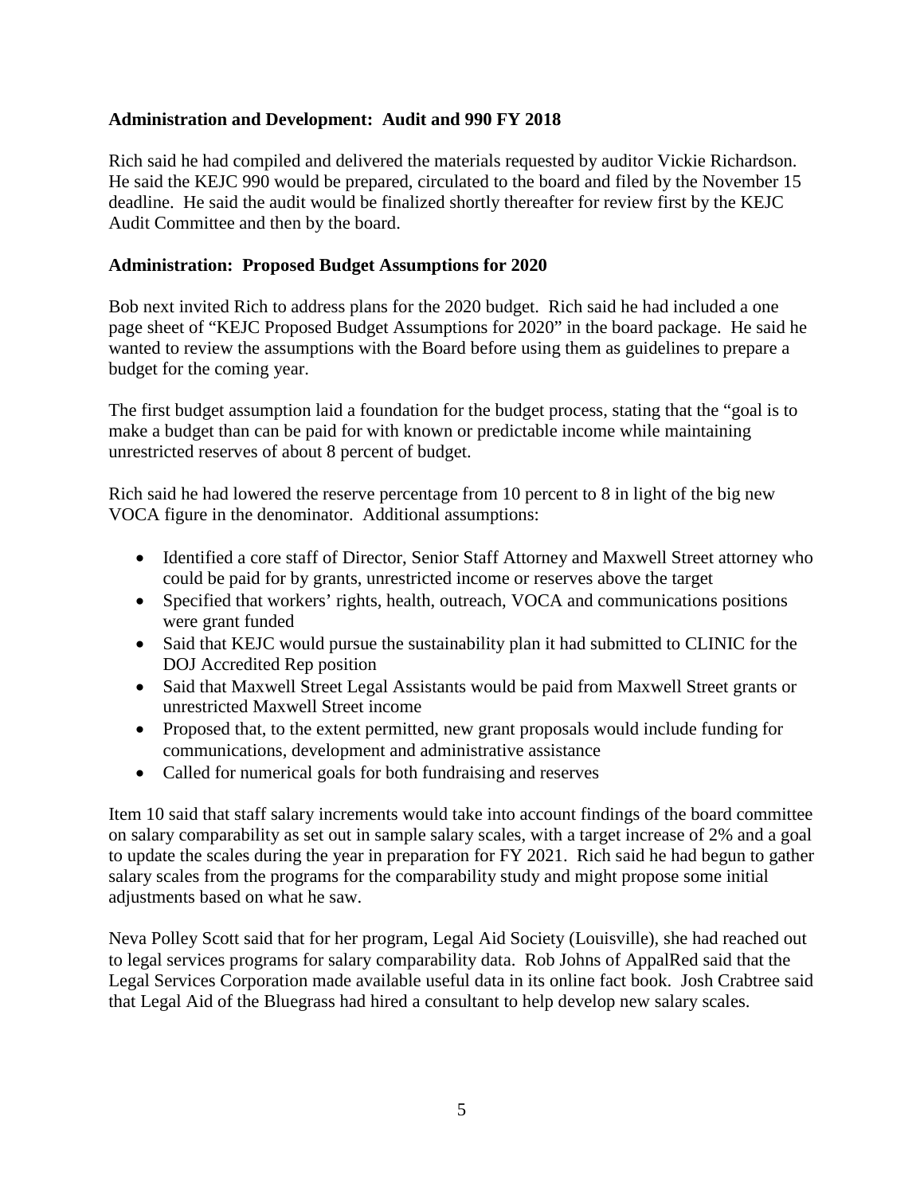**Administration and Development: Audit and 990 FY 2018**

Rich said he had compiled and delivered the materials requested by auditor Vickie Richardson. He said the KEJC 990 would be prepared, circulated to the board and filed by the November 15 deadline. He said the audit would be finalized shortly thereafter for review first by the KEJC Audit Committee and then by the board.

**Administration: Proposed Budget Assumptions for 2020**

Bob next invited Rich to address plans for the 2020 budget. Rich said he had included a one page sheet of "KEJC Proposed Budget Assumptions for 2020" in the board package. He said he wanted to review the assumptions with the Board before using them as guidelines to prepare a budget for the coming year.

The first budget assumption laid a foundation for the budget process, stating that the "goal is to make a budget than can be paid for with known or predictable income while maintaining unrestricted reserves of about 8 percent of budget.

Rich said he had lowered the reserve percentage from 10 percent to 8 in light of the big new VOCA figure in the denominator. Additional assumptions:

- Identified a core staff of Director, Senior Staff Attorney and Maxwell Street attorney who could be paid for by grants, unrestricted income or reserves above the target
- Specified that workers' rights, health, outreach, VOCA and communications positions were grant funded
- Said that KEJC would pursue the sustainability plan it had submitted to CLINIC for the DOJ Accredited Rep position
- Said that Maxwell Street Legal Assistants would be paid from Maxwell Street grants or unrestricted Maxwell Street income
- Proposed that, to the extent permitted, new grant proposals would include funding for communications, development and administrative assistance
- Called for numerical goals for both fundraising and reserves

Item 10 said that staff salary increments would take into account findings of the board committee on salary comparability as set out in sample salary scales, with a target increase of 2% and a goal to update the scales during the year in preparation for FY 2021. Rich said he had begun to gather salary scales from the programs for the comparability study and might propose some initial adjustments based on what he saw.

Neva Polley Scott said that for her program, Legal Aid Society (Louisville), she had reached out to legal services programs for salary comparability data. Rob Johns of AppalRed said that the Legal Services Corporation made available useful data in its online fact book. Josh Crabtree said that Legal Aid of the Bluegrass had hired a consultant to help develop new salary scales.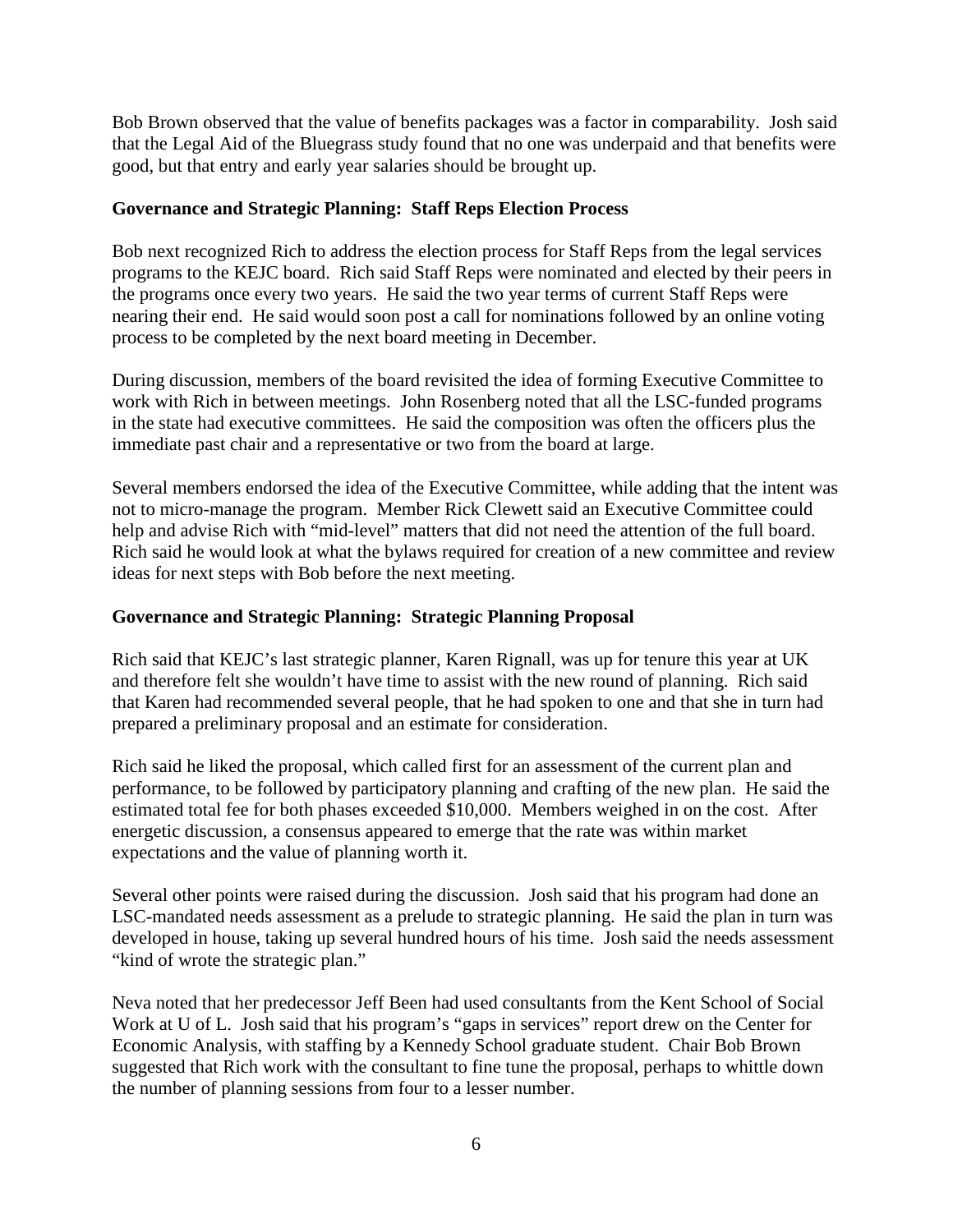Bob Brown observed that the value of benefits packages was a factor in comparability. Josh said that the Legal Aid of the Bluegrass study found that no one was underpaid and that benefits were good, but that entry and early year salaries should be brought up.

**Governance and Strategic Planning: Staff Reps Election Process**

Bob next recognized Rich to address the election process for Staff Reps from the legal services programs to the KEJC board. Rich said Staff Reps were nominated and elected by their peers in the programs once every two years. He said the two year terms of current Staff Reps were nearing their end. He said would soon post a call for nominations followed by an online voting process to be completed by the next board meeting in December.

During discussion, members of the board revisited the idea of forming Executive Committee to work with Rich in between meetings. John Rosenberg noted that all the LSC-funded programs in the state had executive committees. He said the composition was often the officers plus the immediate past chair and a representative or two from the board at large.

Several members endorsed the idea of the Executive Committee, while adding that the intent was not to micro-manage the program. Member Rick Clewett said an Executive Committee could help and advise Rich with "mid-level" matters that did not need the attention of the full board. Rich said he would look at what the bylaws required for creation of a new committee and review ideas for next steps with Bob before the next meeting.

**Governance and Strategic Planning: Strategic Planning Proposal**

Rich said that KEJC's last strategic planner, Karen Rignall, was up for tenure this year at UK and therefore felt she wouldn't have time to assist with the new round of planning. Rich said that Karen had recommended several people, that he had spoken to one and that she in turn had prepared a preliminary proposal and an estimate for consideration.

Rich said he liked the proposal, which called first for an assessment of the current plan and performance, to be followed by participatory planning and crafting of the new plan. He said the estimated total fee for both phases exceeded $10,000. Members weighed in on the cost. After energetic discussion, a consensus appeared to emerge that the rate was within market expectations and the value of planning worth it.

Several other points were raised during the discussion. Josh said that his program had done an LSC-mandated needs assessment as a prelude to strategic planning. He said the plan in turn was developed in house, taking up several hundred hours of his time. Josh said the needs assessment "kind of wrote the strategic plan."

Neva noted that her predecessor Jeff Been had used consultants from the Kent School of Social Work at U of L. Josh said that his program's "gaps in services" report drew on the Center for Economic Analysis, with staffing by a Kennedy School graduate student. Chair Bob Brown suggested that Rich work with the consultant to fine tune the proposal, perhaps to whittle down the number of planning sessions from four to a lesser number.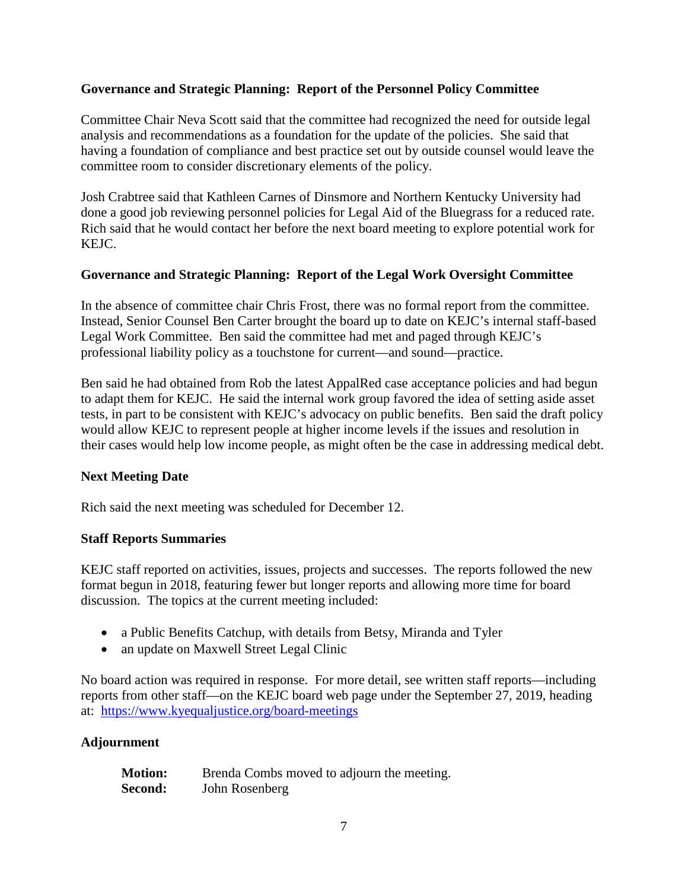**Governance and Strategic Planning: Report of the Personnel Policy Committee**

Committee Chair Neva Scott said that the committee had recognized the need for outside legal analysis and recommendations as a foundation for the update of the policies. She said that having a foundation of compliance and best practice set out by outside counsel would leave the committee room to consider discretionary elements of the policy.

Josh Crabtree said that Kathleen Carnes of Dinsmore and Northern Kentucky University had done a good job reviewing personnel policies for Legal Aid of the Bluegrass for a reduced rate. Rich said that he would contact her before the next board meeting to explore potential work for KEJC.

**Governance and Strategic Planning: Report of the Legal Work Oversight Committee**

In the absence of committee chair Chris Frost, there was no formal report from the committee. Instead, Senior Counsel Ben Carter brought the board up to date on KEJC's internal staff-based Legal Work Committee. Ben said the committee had met and paged through KEJC's professional liability policy as a touchstone for current—and sound—practice.

Ben said he had obtained from Rob the latest AppalRed case acceptance policies and had begun to adapt them for KEJC. He said the internal work group favored the idea of setting aside asset tests, in part to be consistent with KEJC's advocacy on public benefits. Ben said the draft policy would allow KEJC to represent people at higher income levels if the issues and resolution in their cases would help low income people, as might often be the case in addressing medical debt.

**Next Meeting Date**

Rich said the next meeting was scheduled for December 12.

**Staff Reports Summaries**

KEJC staff reported on activities, issues, projects and successes. The reports followed the new format begun in 2018, featuring fewer but longer reports and allowing more time for board discussion. The topics at the current meeting included:

- a Public Benefits Catchup, with details from Betsy, Miranda and Tyler
- an update on Maxwell Street Legal Clinic

No board action was required in response. For more detail, see written staff reports—including reports from other staff—on the KEJC board web page under the September 27, 2019, heading at: https://www.kyequaljustice.org/board-meetings

**Adjournment**

**Motion:** Brenda Combs moved to adjourn the meeting.
**Second:** John Rosenberg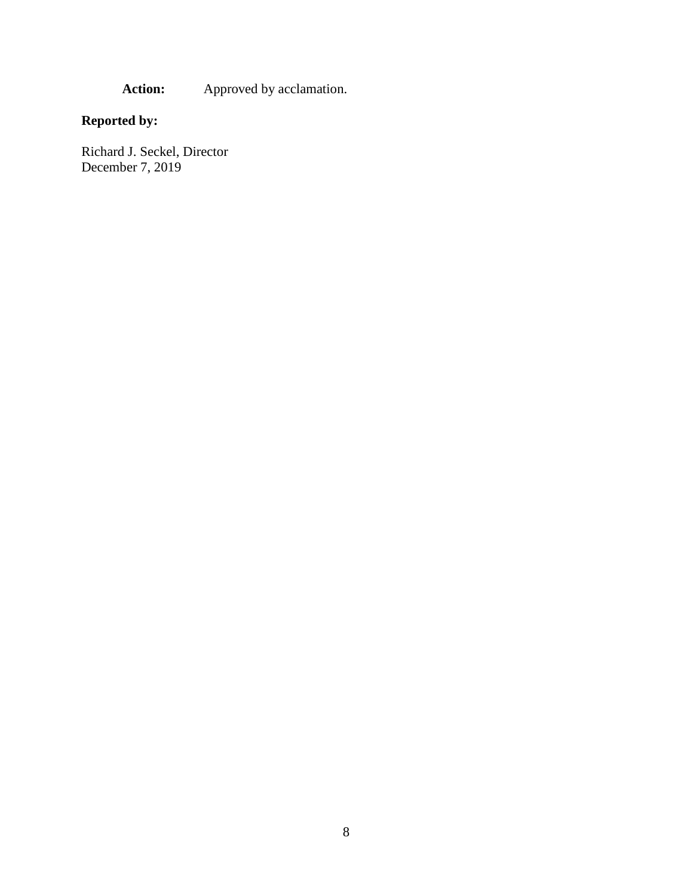**Action:** Approved by acclamation.

**Reported by:**

Richard J. Seckel, Director
December 7, 2019